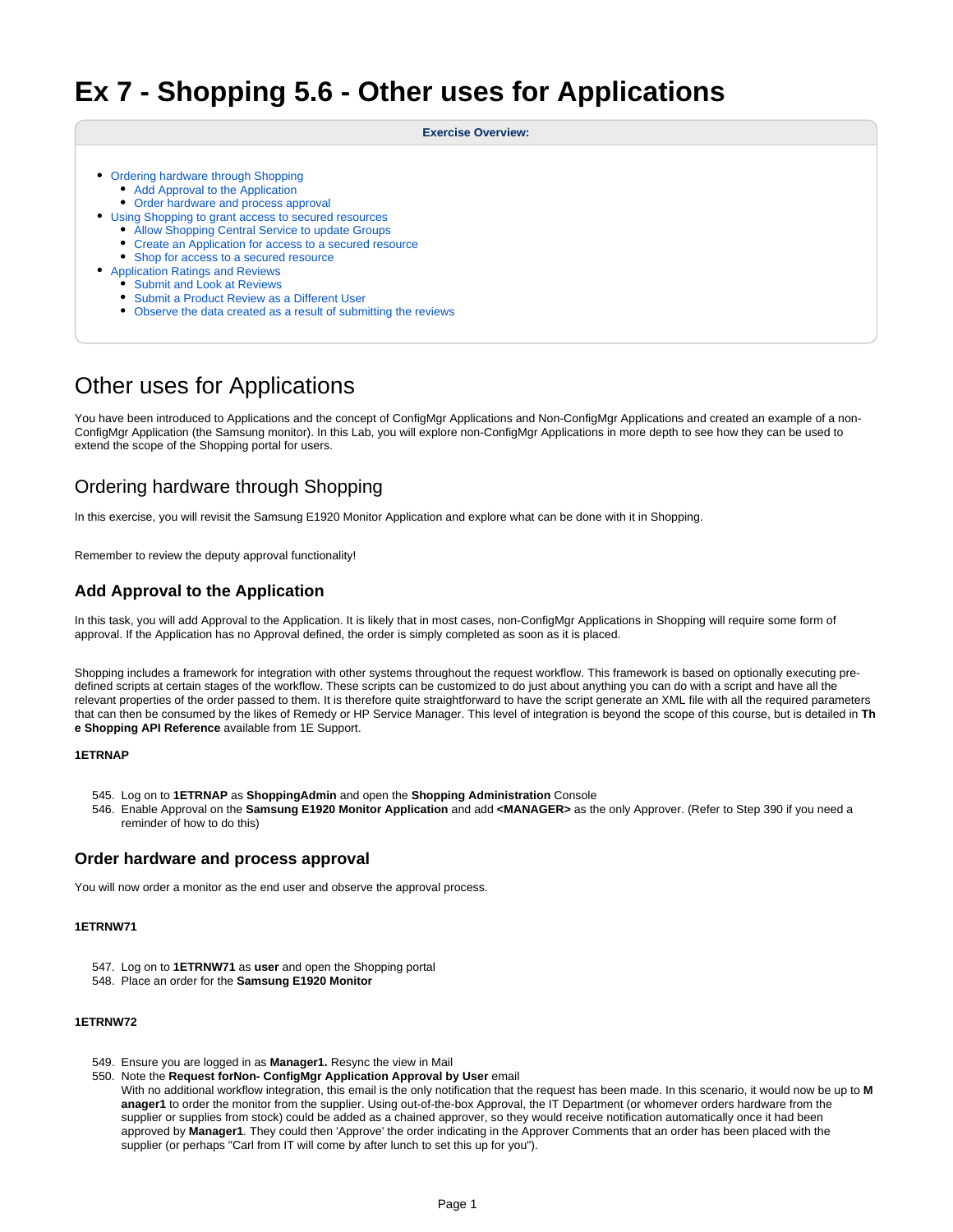# Ex 7 - Shopping 5.6 - Other uses for Applications

**Exercise Overview:**

- Ordering hardware through Shopping
  - Add Approval to the Application
  - Order hardware and process approval
- Using Shopping to grant access to secured resources
  - Allow Shopping Central Service to update Groups
  - Create an Application for access to a secured resource
  - Shop for access to a secured resource
- Application Ratings and Reviews
  - Submit and Look at Reviews
  - Submit a Product Review as a Different User
  - Observe the data created as a result of submitting the reviews

# Other uses for Applications

You have been introduced to Applications and the concept of ConfigMgr Applications and Non-ConfigMgr Applications and created an example of a non-ConfigMgr Application (the Samsung monitor). In this Lab, you will explore non-ConfigMgr Applications in more depth to see how they can be used to extend the scope of the Shopping portal for users.

## Ordering hardware through Shopping

In this exercise, you will revisit the Samsung E1920 Monitor Application and explore what can be done with it in Shopping.

Remember to review the deputy approval functionality!

### Add Approval to the Application

In this task, you will add Approval to the Application. It is likely that in most cases, non-ConfigMgr Applications in Shopping will require some form of approval. If the Application has no Approval defined, the order is simply completed as soon as it is placed.

Shopping includes a framework for integration with other systems throughout the request workflow. This framework is based on optionally executing pre-defined scripts at certain stages of the workflow. These scripts can be customized to do just about anything you can do with a script and have all the relevant properties of the order passed to them. It is therefore quite straightforward to have the script generate an XML file with all the required parameters that can then be consumed by the likes of Remedy or HP Service Manager. This level of integration is beyond the scope of this course, but is detailed in **The Shopping API Reference** available from 1E Support.

**1ETRNAP**

545. Log on to **1ETRNAP** as **ShoppingAdmin** and open the **Shopping Administration** Console
546. Enable Approval on the **Samsung E1920 Monitor Application** and add **<MANAGER>** as the only Approver. (Refer to Step 390 if you need a reminder of how to do this)

### Order hardware and process approval

You will now order a monitor as the end user and observe the approval process.

**1ETRNW71**

547. Log on to **1ETRNW71** as **user** and open the Shopping portal
548. Place an order for the **Samsung E1920 Monitor**

**1ETRNW72**

549. Ensure you are logged in as **Manager1.** Resync the view in Mail
550. Note the **Request forNon- ConfigMgr Application Approval by User** email
     With no additional workflow integration, this email is the only notification that the request has been made. In this scenario, it would now be up to **Manager1** to order the monitor from the supplier. Using out-of-the-box Approval, the IT Department (or whomever orders hardware from the supplier or supplies from stock) could be added as a chained approver, so they would receive notification automatically once it had been approved by **Manager1**. They could then 'Approve' the order indicating in the Approver Comments that an order has been placed with the supplier (or perhaps "Carl from IT will come by after lunch to set this up for you").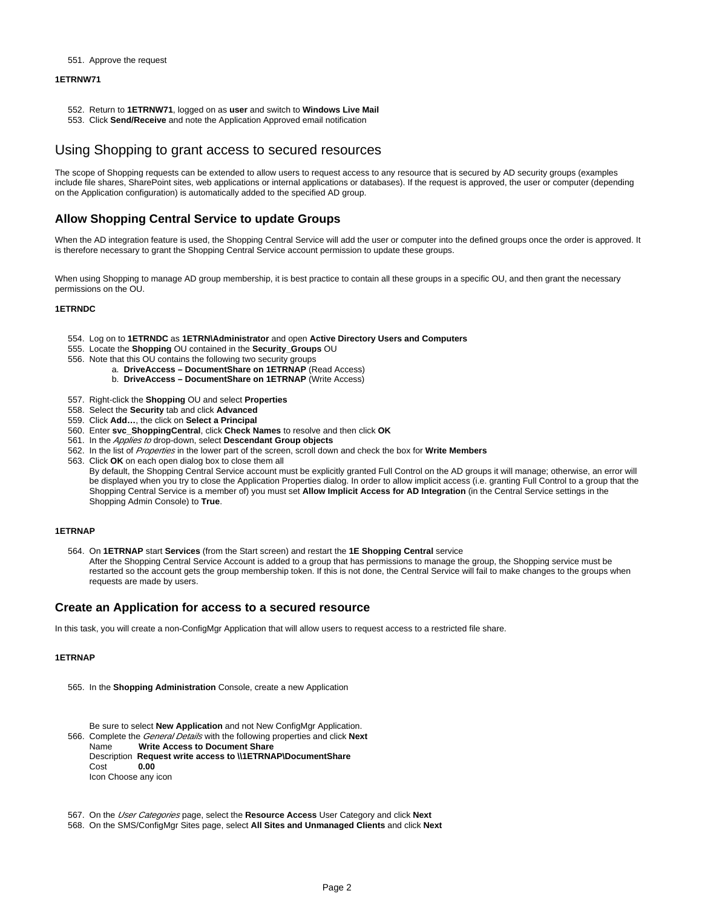551. Approve the request

**1ETRNW71**

552. Return to **1ETRNW71**, logged on as **user** and switch to **Windows Live Mail**
553. Click **Send/Receive** and note the Application Approved email notification

# Using Shopping to grant access to secured resources

The scope of Shopping requests can be extended to allow users to request access to any resource that is secured by AD security groups (examples include file shares, SharePoint sites, web applications or internal applications or databases). If the request is approved, the user or computer (depending on the Application configuration) is automatically added to the specified AD group.

## Allow Shopping Central Service to update Groups

When the AD integration feature is used, the Shopping Central Service will add the user or computer into the defined groups once the order is approved. It is therefore necessary to grant the Shopping Central Service account permission to update these groups.

When using Shopping to manage AD group membership, it is best practice to contain all these groups in a specific OU, and then grant the necessary permissions on the OU.

**1ETRNDC**

554. Log on to **1ETRNDC** as **1ETRN\Administrator** and open **Active Directory Users and Computers**
555. Locate the **Shopping** OU contained in the **Security_Groups** OU
556. Note that this OU contains the following two security groups
    a. **DriveAccess – DocumentShare on 1ETRNAP** (Read Access)
    b. **DriveAccess – DocumentShare on 1ETRNAP** (Write Access)
557. Right-click the **Shopping** OU and select **Properties**
558. Select the **Security** tab and click **Advanced**
559. Click **Add…**, the click on **Select a Principal**
560. Enter **svc_ShoppingCentral**, click **Check Names** to resolve and then click **OK**
561. In the *Applies to* drop-down, select **Descendant Group objects**
562. In the list of *Properties* in the lower part of the screen, scroll down and check the box for **Write Members**
563. Click **OK** on each open dialog box to close them all
    By default, the Shopping Central Service account must be explicitly granted Full Control on the AD groups it will manage; otherwise, an error will be displayed when you try to close the Application Properties dialog. In order to allow implicit access (i.e. granting Full Control to a group that the Shopping Central Service is a member of) you must set **Allow Implicit Access for AD Integration** (in the Central Service settings in the Shopping Admin Console) to **True**.

**1ETRNAP**

564. On **1ETRNAP** start **Services** (from the Start screen) and restart the **1E Shopping Central** service
    After the Shopping Central Service Account is added to a group that has permissions to manage the group, the Shopping service must be restarted so the account gets the group membership token. If this is not done, the Central Service will fail to make changes to the groups when requests are made by users.

## Create an Application for access to a secured resource

In this task, you will create a non-ConfigMgr Application that will allow users to request access to a restricted file share.

**1ETRNAP**

565. In the **Shopping Administration** Console, create a new Application

    Be sure to select **New Application** and not New ConfigMgr Application.
566. Complete the *General Details* with the following properties and click **Next**
    Name **Write Access to Document Share**
    Description **Request write access to \\1ETRNAP\DocumentShare**
    Cost **0.00**
    Icon Choose any icon

567. On the *User Categories* page, select the **Resource Access** User Category and click **Next**
568. On the SMS/ConfigMgr Sites page, select **All Sites and Unmanaged Clients** and click **Next**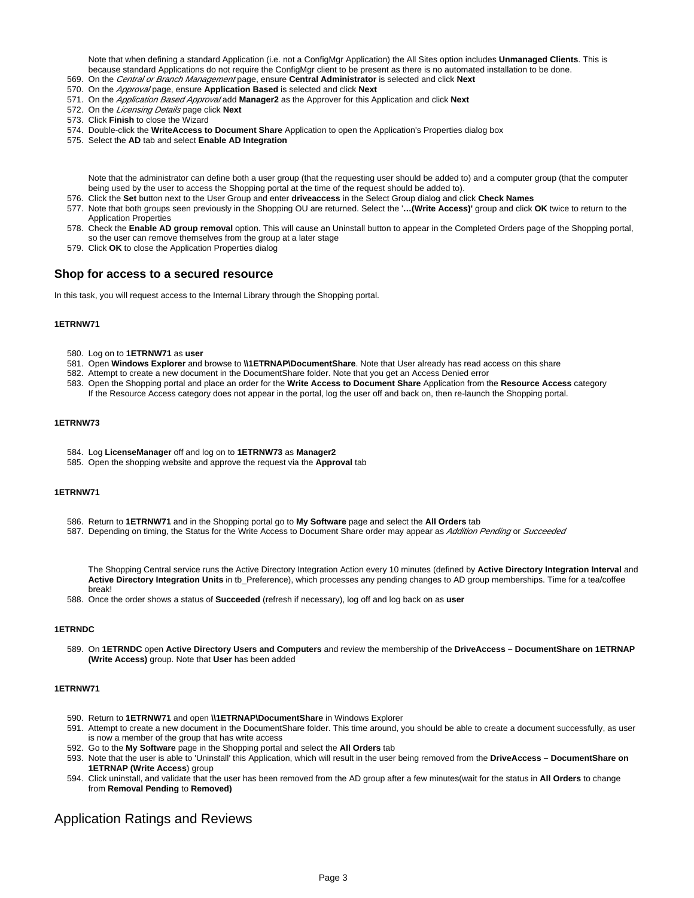Note that when defining a standard Application (i.e. not a ConfigMgr Application) the All Sites option includes **Unmanaged Clients**. This is because standard Applications do not require the ConfigMgr client to be present as there is no automated installation to be done.

569. On the *Central or Branch Management* page, ensure **Central Administrator** is selected and click **Next**
570. On the *Approval* page, ensure **Application Based** is selected and click **Next**
571. On the *Application Based Approval* add **Manager2** as the Approver for this Application and click **Next**
572. On the *Licensing Details* page click **Next**
573. Click **Finish** to close the Wizard
574. Double-click the **WriteAccess to Document Share** Application to open the Application's Properties dialog box
575. Select the **AD** tab and select **Enable AD Integration**

Note that the administrator can define both a user group (that the requesting user should be added to) and a computer group (that the computer being used by the user to access the Shopping portal at the time of the request should be added to).

576. Click the **Set** button next to the User Group and enter **driveaccess** in the Select Group dialog and click **Check Names**
577. Note that both groups seen previously in the Shopping OU are returned. Select the '**…(Write Access)'** group and click **OK** twice to return to the Application Properties
578. Check the **Enable AD group removal** option. This will cause an Uninstall button to appear in the Completed Orders page of the Shopping portal, so the user can remove themselves from the group at a later stage
579. Click **OK** to close the Application Properties dialog

## Shop for access to a secured resource

In this task, you will request access to the Internal Library through the Shopping portal.

#### 1ETRNW71

580. Log on to **1ETRNW71** as **user**
581. Open **Windows Explorer** and browse to **\\1ETRNAP\DocumentShare**. Note that User already has read access on this share
582. Attempt to create a new document in the DocumentShare folder. Note that you get an Access Denied error
583. Open the Shopping portal and place an order for the **Write Access to Document Share** Application from the **Resource Access** category
     If the Resource Access category does not appear in the portal, log the user off and back on, then re-launch the Shopping portal.

#### 1ETRNW73

584. Log **LicenseManager** off and log on to **1ETRNW73** as **Manager2**
585. Open the shopping website and approve the request via the **Approval** tab

#### 1ETRNW71

586. Return to **1ETRNW71** and in the Shopping portal go to **My Software** page and select the **All Orders** tab
587. Depending on timing, the Status for the Write Access to Document Share order may appear as *Addition Pending* or *Succeeded*

The Shopping Central service runs the Active Directory Integration Action every 10 minutes (defined by **Active Directory Integration Interval** and **Active Directory Integration Units** in tb_Preference), which processes any pending changes to AD group memberships. Time for a tea/coffee break!

588. Once the order shows a status of **Succeeded** (refresh if necessary), log off and log back on as **user**

#### 1ETRNDC

589. On **1ETRNDC** open **Active Directory Users and Computers** and review the membership of the **DriveAccess – DocumentShare on 1ETRNAP (Write Access)** group. Note that **User** has been added

#### 1ETRNW71

590. Return to **1ETRNW71** and open **\\1ETRNAP\DocumentShare** in Windows Explorer
591. Attempt to create a new document in the DocumentShare folder. This time around, you should be able to create a document successfully, as user is now a member of the group that has write access
592. Go to the **My Software** page in the Shopping portal and select the **All Orders** tab
593. Note that the user is able to 'Uninstall' this Application, which will result in the user being removed from the **DriveAccess – DocumentShare on 1ETRNAP (Write Access**) group
594. Click uninstall, and validate that the user has been removed from the AD group after a few minutes(wait for the status in **All Orders** to change from **Removal Pending** to **Removed)**

# Application Ratings and Reviews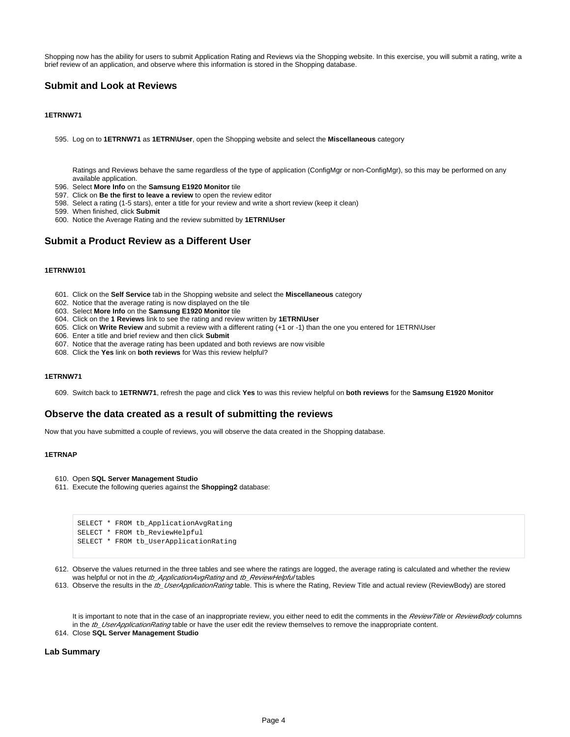Shopping now has the ability for users to submit Application Rating and Reviews via the Shopping website. In this exercise, you will submit a rating, write a brief review of an application, and observe where this information is stored in the Shopping database.

## Submit and Look at Reviews

#### 1ETRNW71

595. Log on to **1ETRNW71** as **1ETRN\User**, open the Shopping website and select the **Miscellaneous** category

     Ratings and Reviews behave the same regardless of the type of application (ConfigMgr or non-ConfigMgr), so this may be performed on any available application.
596. Select **More Info** on the **Samsung E1920 Monitor** tile
597. Click on **Be the first to leave a review** to open the review editor
598. Select a rating (1-5 stars), enter a title for your review and write a short review (keep it clean)
599. When finished, click **Submit**
600. Notice the Average Rating and the review submitted by **1ETRN\User**

## Submit a Product Review as a Different User

#### 1ETRNW101

601. Click on the **Self Service** tab in the Shopping website and select the **Miscellaneous** category
602. Notice that the average rating is now displayed on the tile
603. Select **More Info** on the **Samsung E1920 Monitor** tile
604. Click on the **1 Reviews** link to see the rating and review written by **1ETRN\User**
605. Click on **Write Review** and submit a review with a different rating (+1 or -1) than the one you entered for 1ETRN\User
606. Enter a title and brief review and then click **Submit**
607. Notice that the average rating has been updated and both reviews are now visible
608. Click the **Yes** link on **both reviews** for Was this review helpful?

#### 1ETRNW71

609. Switch back to **1ETRNW71**, refresh the page and click **Yes** to was this review helpful on **both reviews** for the **Samsung E1920 Monitor**

## Observe the data created as a result of submitting the reviews

Now that you have submitted a couple of reviews, you will observe the data created in the Shopping database.

#### 1ETRNAP

610. Open **SQL Server Management Studio**
611. Execute the following queries against the **Shopping2** database:

```
SELECT * FROM tb_ApplicationAvgRating
SELECT * FROM tb_ReviewHelpful
SELECT * FROM tb_UserApplicationRating
```

612. Observe the values returned in the three tables and see where the ratings are logged, the average rating is calculated and whether the review was helpful or not in the *tb_ApplicationAvgRating* and *tb_ReviewHelpful* tables
613. Observe the results in the *tb_UserApplicationRating* table. This is where the Rating, Review Title and actual review (ReviewBody) are stored

     It is important to note that in the case of an inappropriate review, you either need to edit the comments in the *ReviewTitle* or *ReviewBody* columns in the *tb_UserApplicationRating* table or have the user edit the review themselves to remove the inappropriate content.
614. Close **SQL Server Management Studio**

### Lab Summary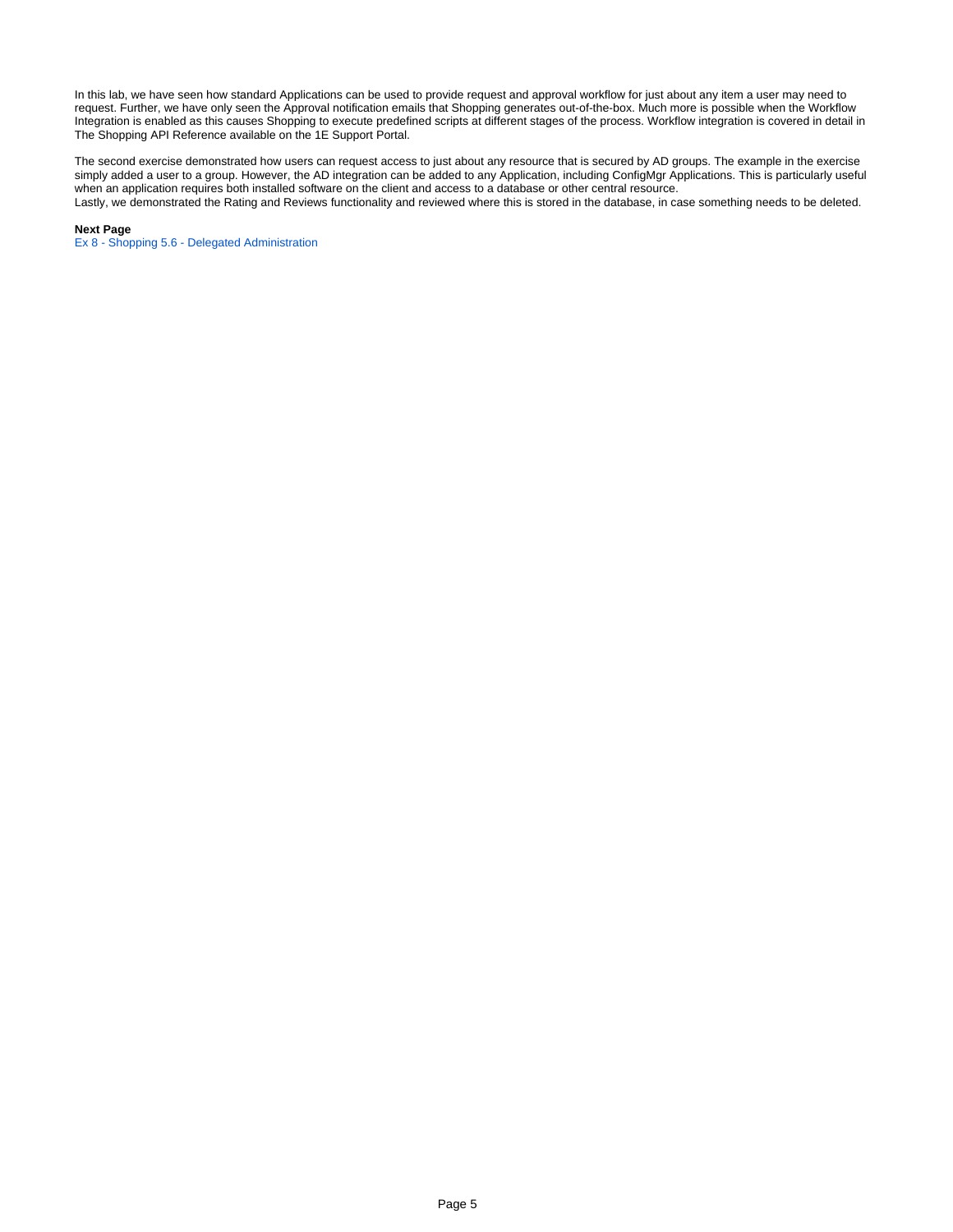In this lab, we have seen how standard Applications can be used to provide request and approval workflow for just about any item a user may need to request. Further, we have only seen the Approval notification emails that Shopping generates out-of-the-box. Much more is possible when the Workflow Integration is enabled as this causes Shopping to execute predefined scripts at different stages of the process. Workflow integration is covered in detail in The Shopping API Reference available on the 1E Support Portal.

The second exercise demonstrated how users can request access to just about any resource that is secured by AD groups. The example in the exercise simply added a user to a group. However, the AD integration can be added to any Application, including ConfigMgr Applications. This is particularly useful when an application requires both installed software on the client and access to a database or other central resource.
Lastly, we demonstrated the Rating and Reviews functionality and reviewed where this is stored in the database, in case something needs to be deleted.

**Next Page**
Ex 8 - Shopping 5.6 - Delegated Administration